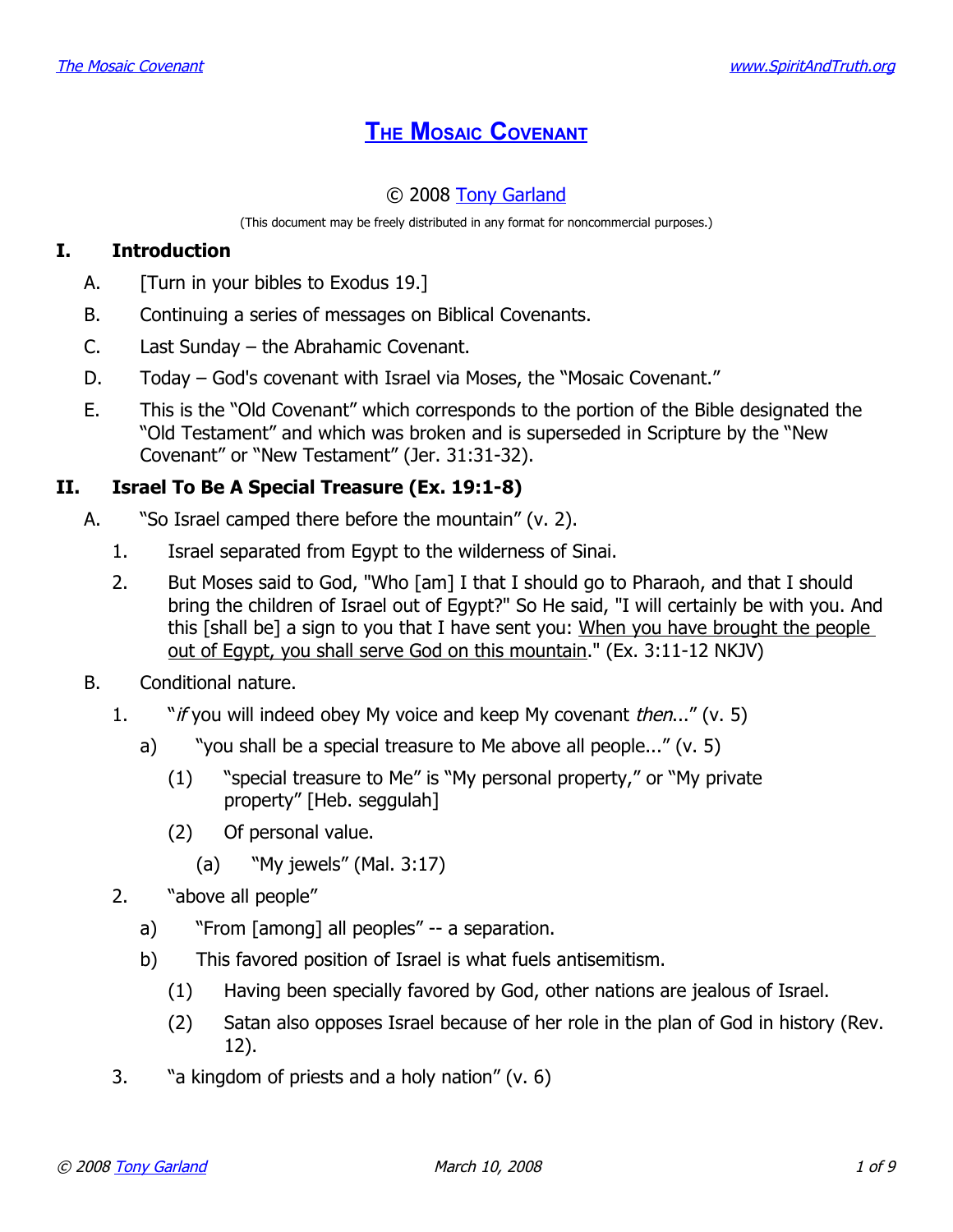# The Mosaic Covenant

© 2008 Tony Garland

(This document may be freely distributed in any format for noncommercial purposes.)

## I. Introduction

A. [Turn in your bibles to Exodus 19.]

B. Continuing a series of messages on Biblical Covenants.

C. Last Sunday – the Abrahamic Covenant.

D. Today – God's covenant with Israel via Moses, the "Mosaic Covenant."

E. This is the "Old Covenant" which corresponds to the portion of the Bible designated the "Old Testament" and which was broken and is superseded in Scripture by the "New Covenant" or "New Testament" (Jer. 31:31-32).

## II. Israel To Be A Special Treasure (Ex. 19:1-8)

A. "So Israel camped there before the mountain" (v. 2).

1. Israel separated from Egypt to the wilderness of Sinai.

2. But Moses said to God, "Who [am] I that I should go to Pharaoh, and that I should bring the children of Israel out of Egypt?" So He said, "I will certainly be with you. And this [shall be] a sign to you that I have sent you: <u>When you have brought the people out of Egypt, you shall serve God on this mountain</u>." (Ex. 3:11-12 NKJV)

B. Conditional nature.

1. "*if* you will indeed obey My voice and keep My covenant *then*..." (v. 5)

   a) "you shall be a special treasure to Me above all people..." (v. 5)

      (1) "special treasure to Me" is "My personal property," or "My private property" [Heb. seggulah]

      (2) Of personal value.

         (a) "My jewels" (Mal. 3:17)

2. "above all people"

   a) "From [among] all peoples" -- a separation.

   b) This favored position of Israel is what fuels antisemitism.

      (1) Having been specially favored by God, other nations are jealous of Israel.

      (2) Satan also opposes Israel because of her role in the plan of God in history (Rev. 12).

3. "a kingdom of priests and a holy nation" (v. 6)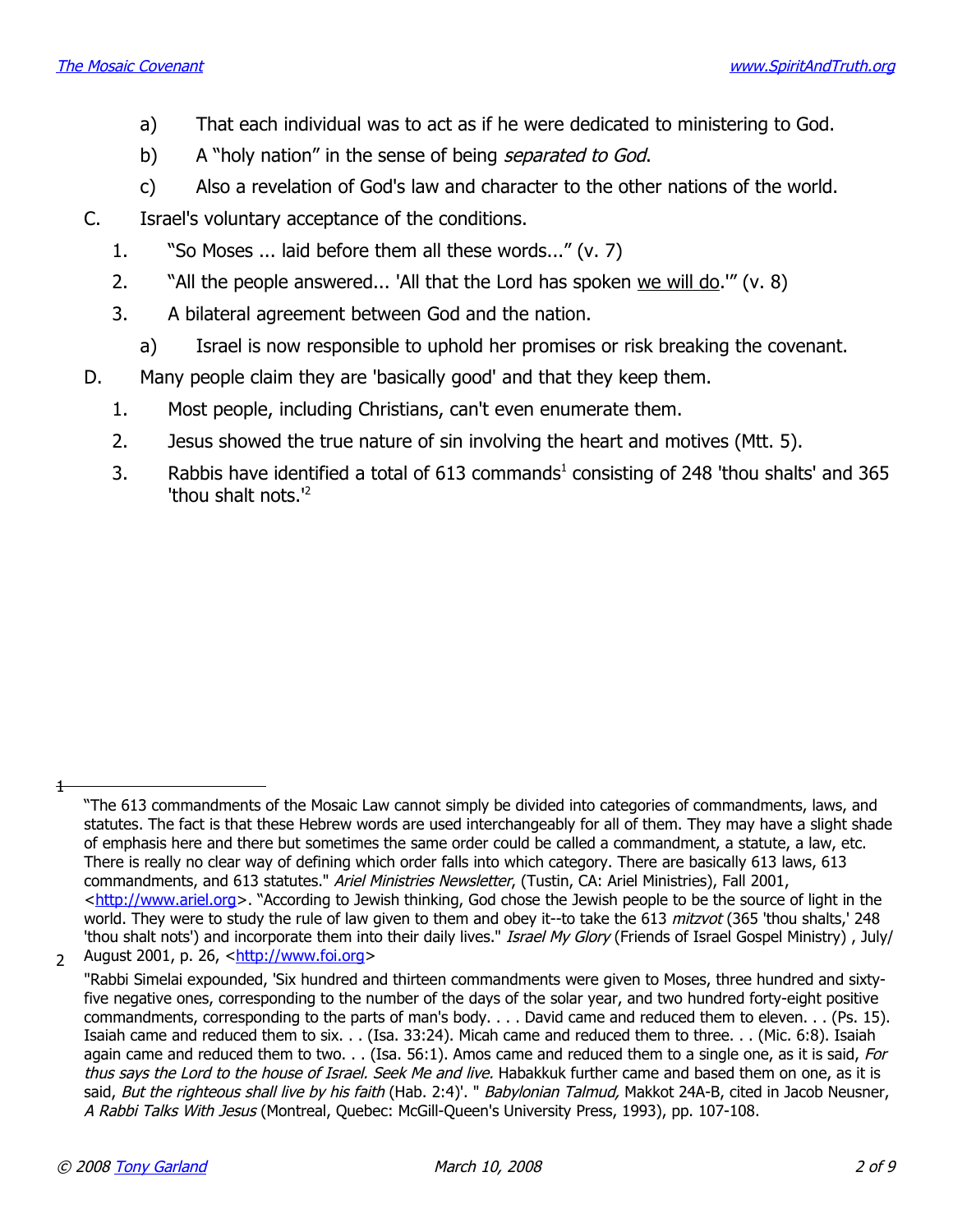a) That each individual was to act as if he were dedicated to ministering to God.
   b) A "holy nation" in the sense of being *separated to God*.
   c) Also a revelation of God's law and character to the other nations of the world.

C. Israel's voluntary acceptance of the conditions.
   1. "So Moses ... laid before them all these words..." (v. 7)
   2. "All the people answered... 'All that the Lord has spoken <u>we will do</u>.'" (v. 8)
   3. A bilateral agreement between God and the nation.
      a) Israel is now responsible to uphold her promises or risk breaking the covenant.

D. Many people claim they are 'basically good' and that they keep them.
   1. Most people, including Christians, can't even enumerate them.
   2. Jesus showed the true nature of sin involving the heart and motives (Mtt. 5).
   3. Rabbis have identified a total of 613 commands[1] consisting of 248 'thou shalts' and 365 'thou shalt nots.'[2]

---

[1] "The 613 commandments of the Mosaic Law cannot simply be divided into categories of commandments, laws, and statutes. The fact is that these Hebrew words are used interchangeably for all of them. They may have a slight shade of emphasis here and there but sometimes the same order could be called a commandment, a statute, a law, etc. There is really no clear way of defining which order falls into which category. There are basically 613 laws, 613 commandments, and 613 statutes." *Ariel Ministries Newsletter*, (Tustin, CA: Ariel Ministries), Fall 2001, <http://www.ariel.org>. "According to Jewish thinking, God chose the Jewish people to be the source of light in the world. They were to study the rule of law given to them and obey it--to take the 613 *mitzvot* (365 'thou shalts,' 248 'thou shalt nots') and incorporate them into their daily lives." *Israel My Glory* (Friends of Israel Gospel Ministry) , July/ August 2001, p. 26, <http://www.foi.org>

[2] "Rabbi Simelai expounded, 'Six hundred and thirteen commandments were given to Moses, three hundred and sixty-five negative ones, corresponding to the number of the days of the solar year, and two hundred forty-eight positive commandments, corresponding to the parts of man's body. . . . David came and reduced them to eleven. . . (Ps. 15). Isaiah came and reduced them to six. . . (Isa. 33:24). Micah came and reduced them to three. . . (Mic. 6:8). Isaiah again came and reduced them to two. . . (Isa. 56:1). Amos came and reduced them to a single one, as it is said, *For thus says the Lord to the house of Israel. Seek Me and live.* Habakkuk further came and based them on one, as it is said, *But the righteous shall live by his faith* (Hab. 2:4)'. " *Babylonian Talmud,* Makkot 24A-B, cited in Jacob Neusner, *A Rabbi Talks With Jesus* (Montreal, Quebec: McGill-Queen's University Press, 1993), pp. 107-108.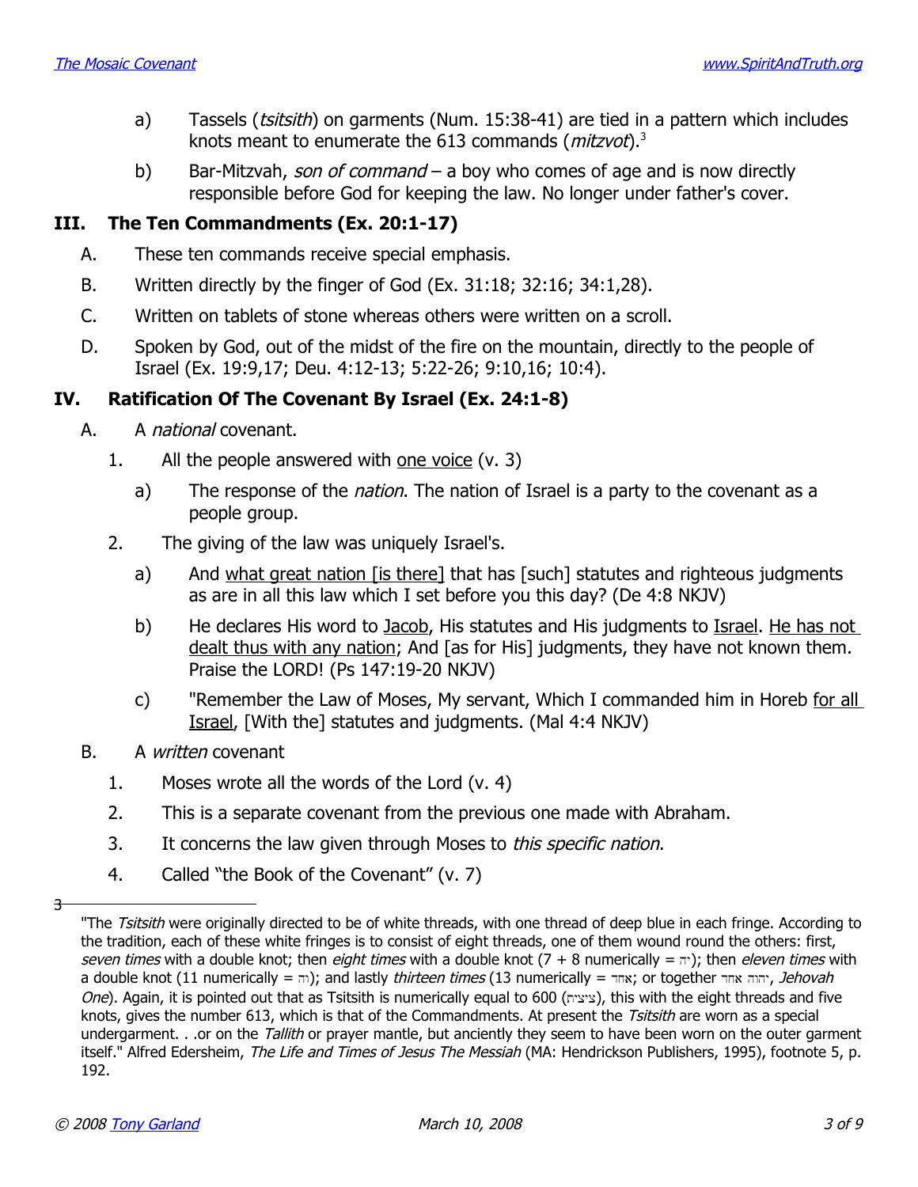a) Tassels (*tsitsith*) on garments (Num. 15:38-41) are tied in a pattern which includes knots meant to enumerate the 613 commands (*mitzvot*).[3]

b) Bar-Mitzvah, *son of command* – a boy who comes of age and is now directly responsible before God for keeping the law. No longer under father's cover.

## III. The Ten Commandments (Ex. 20:1-17)

A. These ten commands receive special emphasis.

B. Written directly by the finger of God (Ex. 31:18; 32:16; 34:1,28).

C. Written on tablets of stone whereas others were written on a scroll.

D. Spoken by God, out of the midst of the fire on the mountain, directly to the people of Israel (Ex. 19:9,17; Deu. 4:12-13; 5:22-26; 9:10,16; 10:4).

## IV. Ratification Of The Covenant By Israel (Ex. 24:1-8)

A. A *national* covenant.

1. All the people answered with one voice (v. 3)

   a) The response of the *nation*. The nation of Israel is a party to the covenant as a people group.

2. The giving of the law was uniquely Israel's.

   a) And what great nation [is there] that has [such] statutes and righteous judgments as are in all this law which I set before you this day? (De 4:8 NKJV)

   b) He declares His word to Jacob, His statutes and His judgments to Israel. He has not dealt thus with any nation; And [as for His] judgments, they have not known them. Praise the LORD! (Ps 147:19-20 NKJV)

   c) "Remember the Law of Moses, My servant, Which I commanded him in Horeb for all Israel, [With the] statutes and judgments. (Mal 4:4 NKJV)

B. A *written* covenant

1. Moses wrote all the words of the Lord (v. 4)
2. This is a separate covenant from the previous one made with Abraham.
3. It concerns the law given through Moses to *this specific nation*.
4. Called "the Book of the Covenant" (v. 7)

---

[3] "The *Tsitsith* were originally directed to be of white threads, with one thread of deep blue in each fringe. According to the tradition, each of these white fringes is to consist of eight threads, one of them wound round the others: first, *seven times* with a double knot; then *eight times* with a double knot (7 + 8 numerically = יה); then *eleven times* with a double knot (11 numerically = וה); and lastly *thirteen times* (13 numerically = אחד; or together יהוה אחד, *Jehovah One*). Again, it is pointed out that as Tsitsith is numerically equal to 600 (ציצית), this with the eight threads and five knots, gives the number 613, which is that of the Commandments. At present the *Tsitsith* are worn as a special undergarment. . .or on the *Tallith* or prayer mantle, but anciently they seem to have been worn on the outer garment itself." Alfred Edersheim, *The Life and Times of Jesus The Messiah* (MA: Hendrickson Publishers, 1995), footnote 5, p. 192.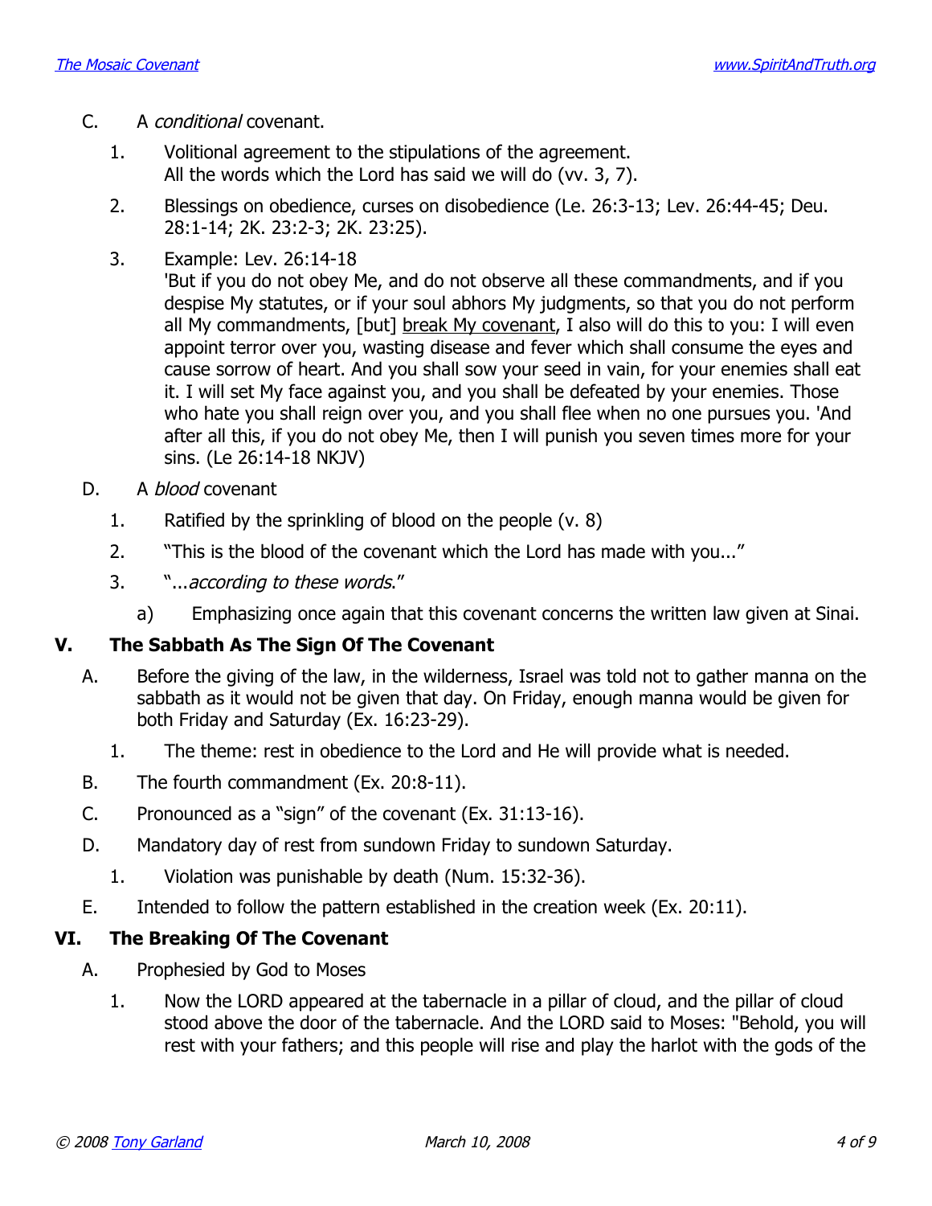C. A *conditional* covenant.

1. Volitional agreement to the stipulations of the agreement.
   All the words which the Lord has said we will do (vv. 3, 7).

2. Blessings on obedience, curses on disobedience (Le. 26:3-13; Lev. 26:44-45; Deu. 28:1-14; 2K. 23:2-3; 2K. 23:25).

3. Example: Lev. 26:14-18
   'But if you do not obey Me, and do not observe all these commandments, and if you despise My statutes, or if your soul abhors My judgments, so that you do not perform all My commandments, [but] <u>break My covenant</u>, I also will do this to you: I will even appoint terror over you, wasting disease and fever which shall consume the eyes and cause sorrow of heart. And you shall sow your seed in vain, for your enemies shall eat it. I will set My face against you, and you shall be defeated by your enemies. Those who hate you shall reign over you, and you shall flee when no one pursues you. 'And after all this, if you do not obey Me, then I will punish you seven times more for your sins. (Le 26:14-18 NKJV)

D. A *blood* covenant

1. Ratified by the sprinkling of blood on the people (v. 8)

2. "This is the blood of the covenant which the Lord has made with you..."

3. "...*according to these words*."

   a) Emphasizing once again that this covenant concerns the written law given at Sinai.

## V. The Sabbath As The Sign Of The Covenant

A. Before the giving of the law, in the wilderness, Israel was told not to gather manna on the sabbath as it would not be given that day. On Friday, enough manna would be given for both Friday and Saturday (Ex. 16:23-29).

1. The theme: rest in obedience to the Lord and He will provide what is needed.

B. The fourth commandment (Ex. 20:8-11).

C. Pronounced as a "sign" of the covenant (Ex. 31:13-16).

D. Mandatory day of rest from sundown Friday to sundown Saturday.

1. Violation was punishable by death (Num. 15:32-36).

E. Intended to follow the pattern established in the creation week (Ex. 20:11).

## VI. The Breaking Of The Covenant

A. Prophesied by God to Moses

1. Now the LORD appeared at the tabernacle in a pillar of cloud, and the pillar of cloud stood above the door of the tabernacle. And the LORD said to Moses: "Behold, you will rest with your fathers; and this people will rise and play the harlot with the gods of the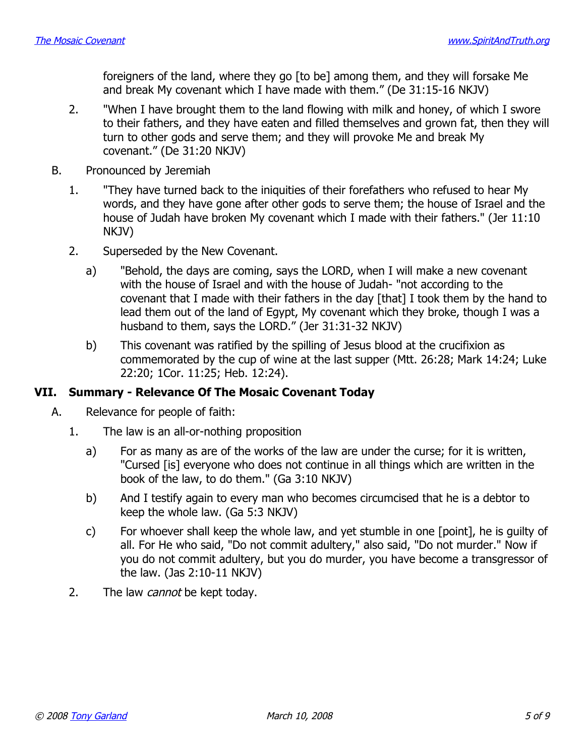foreigners of the land, where they go [to be] among them, and they will forsake Me and break My covenant which I have made with them." (De 31:15-16 NKJV)

2. "When I have brought them to the land flowing with milk and honey, of which I swore to their fathers, and they have eaten and filled themselves and grown fat, then they will turn to other gods and serve them; and they will provoke Me and break My covenant." (De 31:20 NKJV)

B. Pronounced by Jeremiah

1. "They have turned back to the iniquities of their forefathers who refused to hear My words, and they have gone after other gods to serve them; the house of Israel and the house of Judah have broken My covenant which I made with their fathers." (Jer 11:10 NKJV)

2. Superseded by the New Covenant.

a) "Behold, the days are coming, says the LORD, when I will make a new covenant with the house of Israel and with the house of Judah- "not according to the covenant that I made with their fathers in the day [that] I took them by the hand to lead them out of the land of Egypt, My covenant which they broke, though I was a husband to them, says the LORD." (Jer 31:31-32 NKJV)

b) This covenant was ratified by the spilling of Jesus blood at the crucifixion as commemorated by the cup of wine at the last supper (Mtt. 26:28; Mark 14:24; Luke 22:20; 1Cor. 11:25; Heb. 12:24).

## VII. Summary - Relevance Of The Mosaic Covenant Today

A. Relevance for people of faith:

1. The law is an all-or-nothing proposition

a) For as many as are of the works of the law are under the curse; for it is written, "Cursed [is] everyone who does not continue in all things which are written in the book of the law, to do them." (Ga 3:10 NKJV)

b) And I testify again to every man who becomes circumcised that he is a debtor to keep the whole law. (Ga 5:3 NKJV)

c) For whoever shall keep the whole law, and yet stumble in one [point], he is guilty of all. For He who said, "Do not commit adultery," also said, "Do not murder." Now if you do not commit adultery, but you do murder, you have become a transgressor of the law. (Jas 2:10-11 NKJV)

2. The law *cannot* be kept today.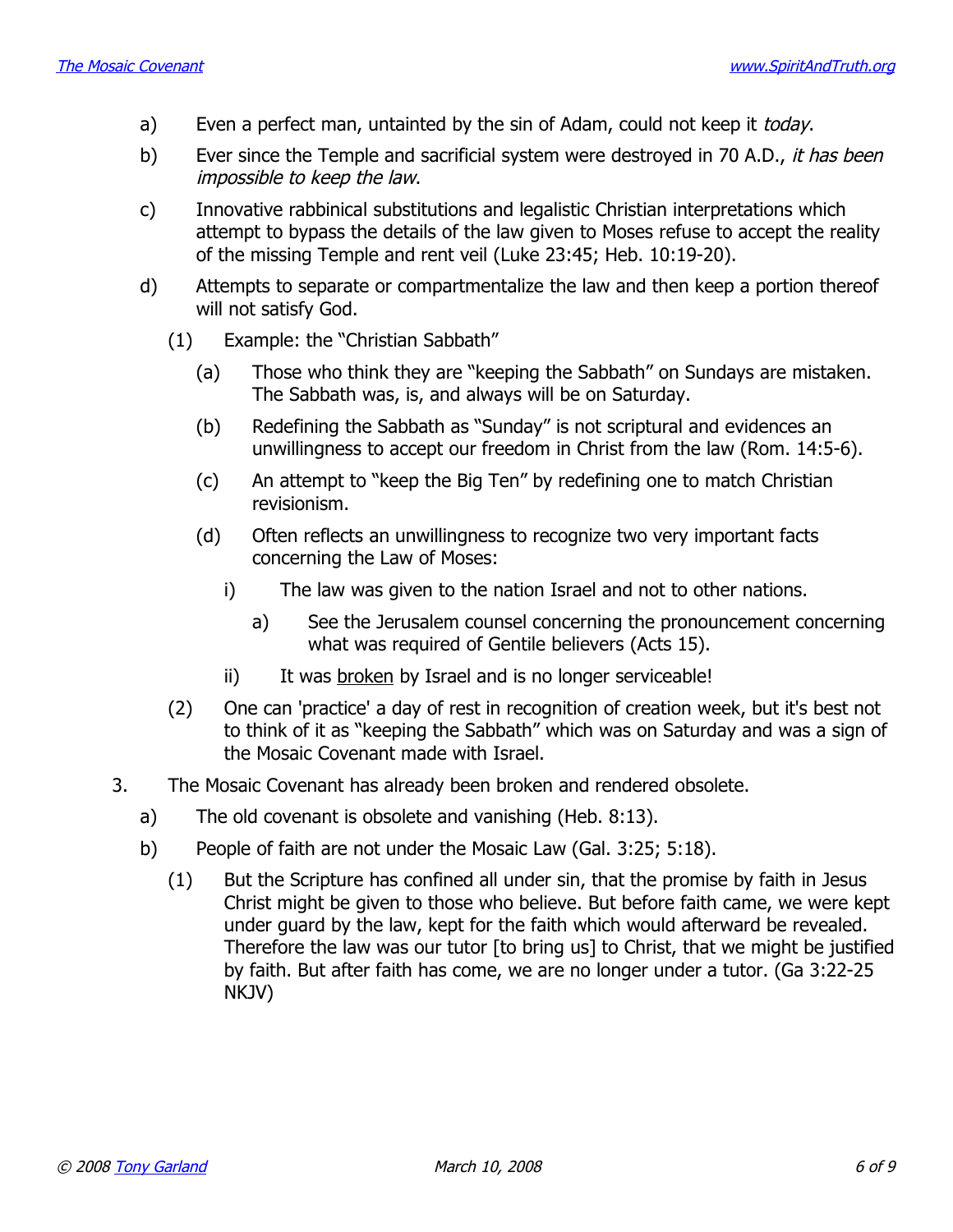a) Even a perfect man, untainted by the sin of Adam, could not keep it *today*.

b) Ever since the Temple and sacrificial system were destroyed in 70 A.D., *it has been impossible to keep the law*.

c) Innovative rabbinical substitutions and legalistic Christian interpretations which attempt to bypass the details of the law given to Moses refuse to accept the reality of the missing Temple and rent veil (Luke 23:45; Heb. 10:19-20).

d) Attempts to separate or compartmentalize the law and then keep a portion thereof will not satisfy God.

  (1) Example: the "Christian Sabbath"

    (a) Those who think they are "keeping the Sabbath" on Sundays are mistaken. The Sabbath was, is, and always will be on Saturday.

    (b) Redefining the Sabbath as "Sunday" is not scriptural and evidences an unwillingness to accept our freedom in Christ from the law (Rom. 14:5-6).

    (c) An attempt to "keep the Big Ten" by redefining one to match Christian revisionism.

    (d) Often reflects an unwillingness to recognize two very important facts concerning the Law of Moses:

      i) The law was given to the nation Israel and not to other nations.

        a) See the Jerusalem counsel concerning the pronouncement concerning what was required of Gentile believers (Acts 15).

      ii) It was <u>broken</u> by Israel and is no longer serviceable!

  (2) One can 'practice' a day of rest in recognition of creation week, but it's best not to think of it as "keeping the Sabbath" which was on Saturday and was a sign of the Mosaic Covenant made with Israel.

3. The Mosaic Covenant has already been broken and rendered obsolete.

  a) The old covenant is obsolete and vanishing (Heb. 8:13).

  b) People of faith are not under the Mosaic Law (Gal. 3:25; 5:18).

    (1) But the Scripture has confined all under sin, that the promise by faith in Jesus Christ might be given to those who believe. But before faith came, we were kept under guard by the law, kept for the faith which would afterward be revealed. Therefore the law was our tutor [to bring us] to Christ, that we might be justified by faith. But after faith has come, we are no longer under a tutor. (Ga 3:22-25 NKJV)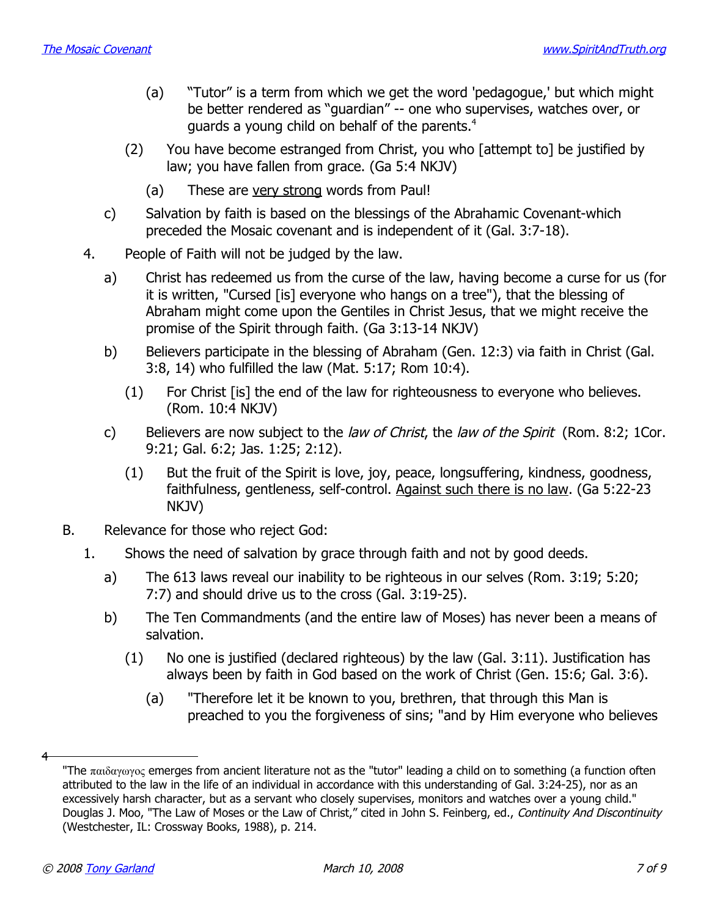(a) "Tutor" is a term from which we get the word 'pedagogue,' but which might be better rendered as "guardian" -- one who supervises, watches over, or guards a young child on behalf of the parents.[4]

(2) You have become estranged from Christ, you who [attempt to] be justified by law; you have fallen from grace. (Ga 5:4 NKJV)

(a) These are <u>very strong</u> words from Paul!

c) Salvation by faith is based on the blessings of the Abrahamic Covenant-which preceded the Mosaic covenant and is independent of it (Gal. 3:7-18).

4. People of Faith will not be judged by the law.

a) Christ has redeemed us from the curse of the law, having become a curse for us (for it is written, "Cursed [is] everyone who hangs on a tree"), that the blessing of Abraham might come upon the Gentiles in Christ Jesus, that we might receive the promise of the Spirit through faith. (Ga 3:13-14 NKJV)

b) Believers participate in the blessing of Abraham (Gen. 12:3) via faith in Christ (Gal. 3:8, 14) who fulfilled the law (Mat. 5:17; Rom 10:4).

(1) For Christ [is] the end of the law for righteousness to everyone who believes. (Rom. 10:4 NKJV)

c) Believers are now subject to the *law of Christ*, the *law of the Spirit* (Rom. 8:2; 1Cor. 9:21; Gal. 6:2; Jas. 1:25; 2:12).

(1) But the fruit of the Spirit is love, joy, peace, longsuffering, kindness, goodness, faithfulness, gentleness, self-control. <u>Against such there is no law</u>. (Ga 5:22-23 NKJV)

B. Relevance for those who reject God:

1. Shows the need of salvation by grace through faith and not by good deeds.

a) The 613 laws reveal our inability to be righteous in our selves (Rom. 3:19; 5:20; 7:7) and should drive us to the cross (Gal. 3:19-25).

b) The Ten Commandments (and the entire law of Moses) has never been a means of salvation.

(1) No one is justified (declared righteous) by the law (Gal. 3:11). Justification has always been by faith in God based on the work of Christ (Gen. 15:6; Gal. 3:6).

(a) "Therefore let it be known to you, brethren, that through this Man is preached to you the forgiveness of sins; "and by Him everyone who believes

---

[4] "The παιδαγωγος emerges from ancient literature not as the "tutor" leading a child on to something (a function often attributed to the law in the life of an individual in accordance with this understanding of Gal. 3:24-25), nor as an excessively harsh character, but as a servant who closely supervises, monitors and watches over a young child." Douglas J. Moo, "The Law of Moses or the Law of Christ," cited in John S. Feinberg, ed., *Continuity And Discontinuity* (Westchester, IL: Crossway Books, 1988), p. 214.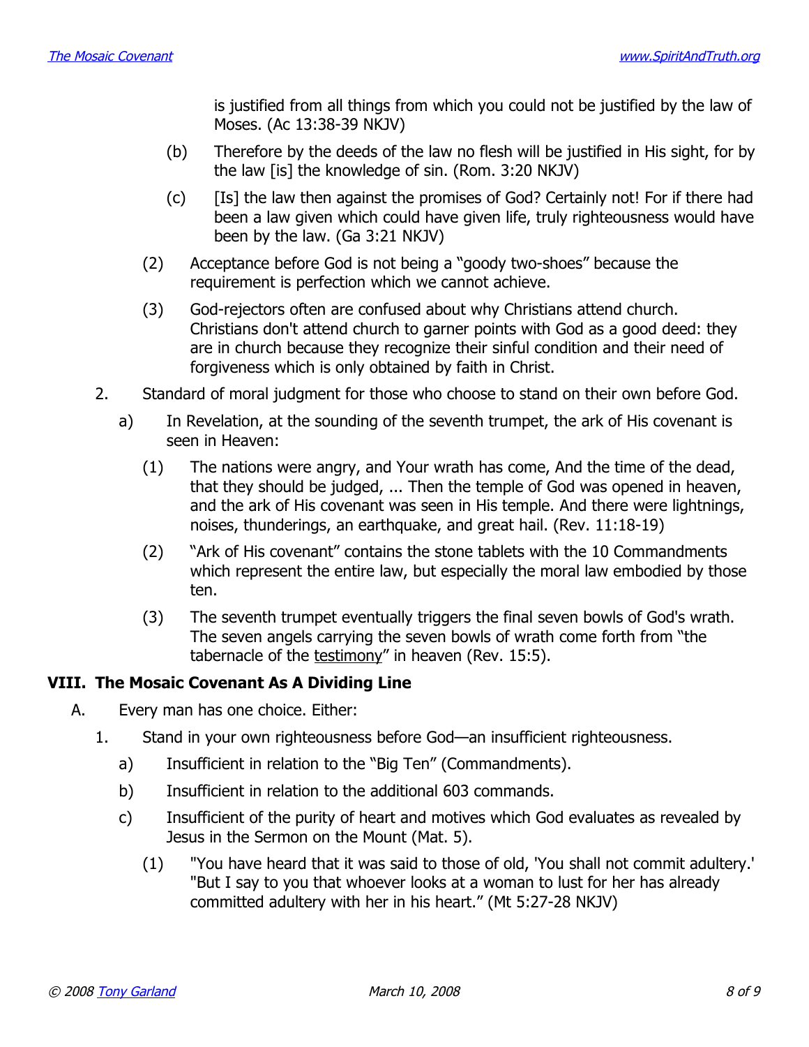is justified from all things from which you could not be justified by the law of Moses. (Ac 13:38-39 NKJV)

(b) Therefore by the deeds of the law no flesh will be justified in His sight, for by the law [is] the knowledge of sin. (Rom. 3:20 NKJV)

(c) [Is] the law then against the promises of God? Certainly not! For if there had been a law given which could have given life, truly righteousness would have been by the law. (Ga 3:21 NKJV)

(2) Acceptance before God is not being a "goody two-shoes" because the requirement is perfection which we cannot achieve.

(3) God-rejectors often are confused about why Christians attend church. Christians don't attend church to garner points with God as a good deed: they are in church because they recognize their sinful condition and their need of forgiveness which is only obtained by faith in Christ.

2. Standard of moral judgment for those who choose to stand on their own before God.

a) In Revelation, at the sounding of the seventh trumpet, the ark of His covenant is seen in Heaven:

(1) The nations were angry, and Your wrath has come, And the time of the dead, that they should be judged, ... Then the temple of God was opened in heaven, and the ark of His covenant was seen in His temple. And there were lightnings, noises, thunderings, an earthquake, and great hail. (Rev. 11:18-19)

(2) "Ark of His covenant" contains the stone tablets with the 10 Commandments which represent the entire law, but especially the moral law embodied by those ten.

(3) The seventh trumpet eventually triggers the final seven bowls of God's wrath. The seven angels carrying the seven bowls of wrath come forth from "the tabernacle of the <u>testimony</u>" in heaven (Rev. 15:5).

## VIII. The Mosaic Covenant As A Dividing Line

A. Every man has one choice. Either:

1. Stand in your own righteousness before God—an insufficient righteousness.

a) Insufficient in relation to the "Big Ten" (Commandments).

b) Insufficient in relation to the additional 603 commands.

c) Insufficient of the purity of heart and motives which God evaluates as revealed by Jesus in the Sermon on the Mount (Mat. 5).

(1) "You have heard that it was said to those of old, 'You shall not commit adultery.' "But I say to you that whoever looks at a woman to lust for her has already committed adultery with her in his heart." (Mt 5:27-28 NKJV)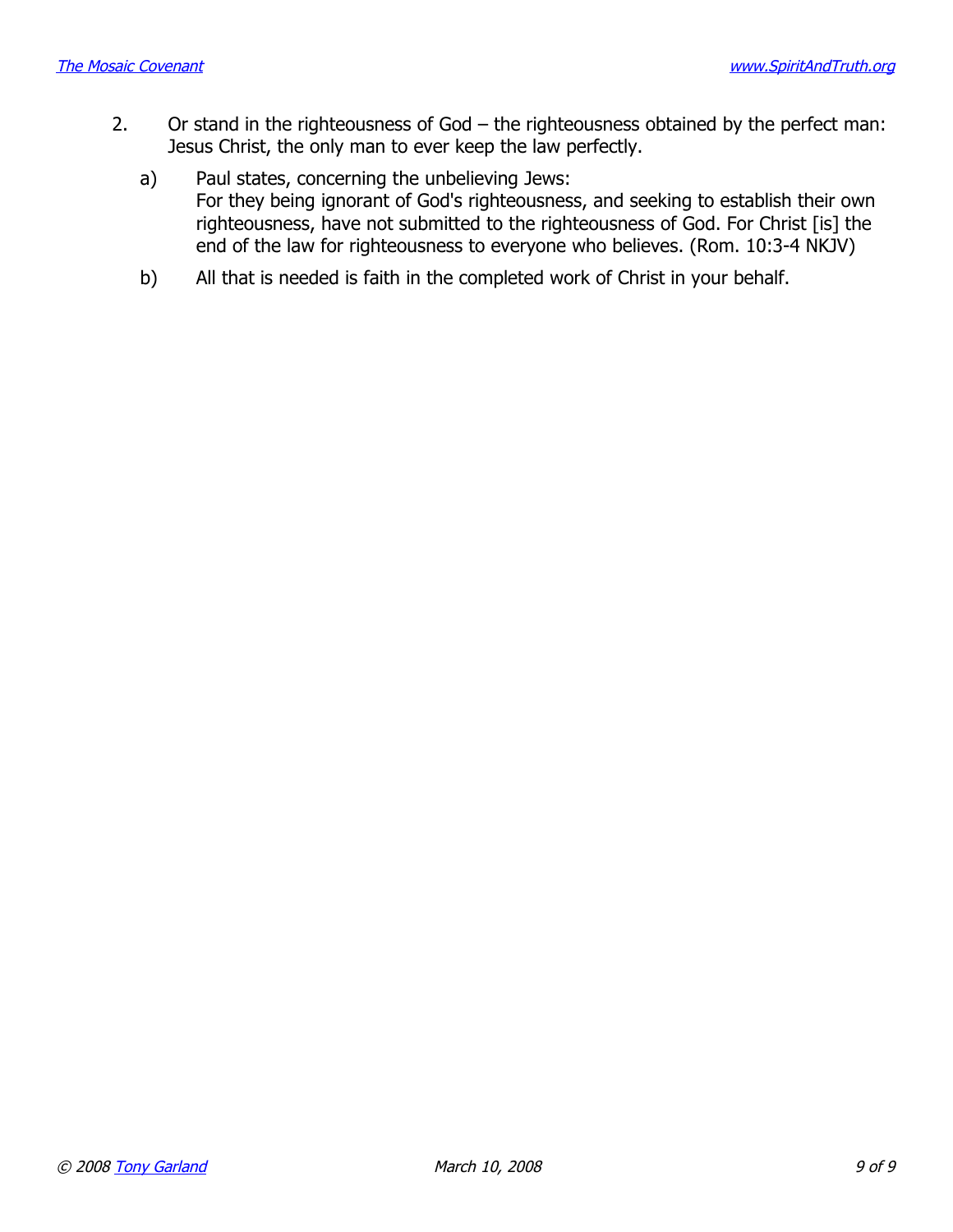2. Or stand in the righteousness of God – the righteousness obtained by the perfect man: Jesus Christ, the only man to ever keep the law perfectly.

   a) Paul states, concerning the unbelieving Jews:
   For they being ignorant of God's righteousness, and seeking to establish their own righteousness, have not submitted to the righteousness of God. For Christ [is] the end of the law for righteousness to everyone who believes. (Rom. 10:3-4 NKJV)

   b) All that is needed is faith in the completed work of Christ in your behalf.